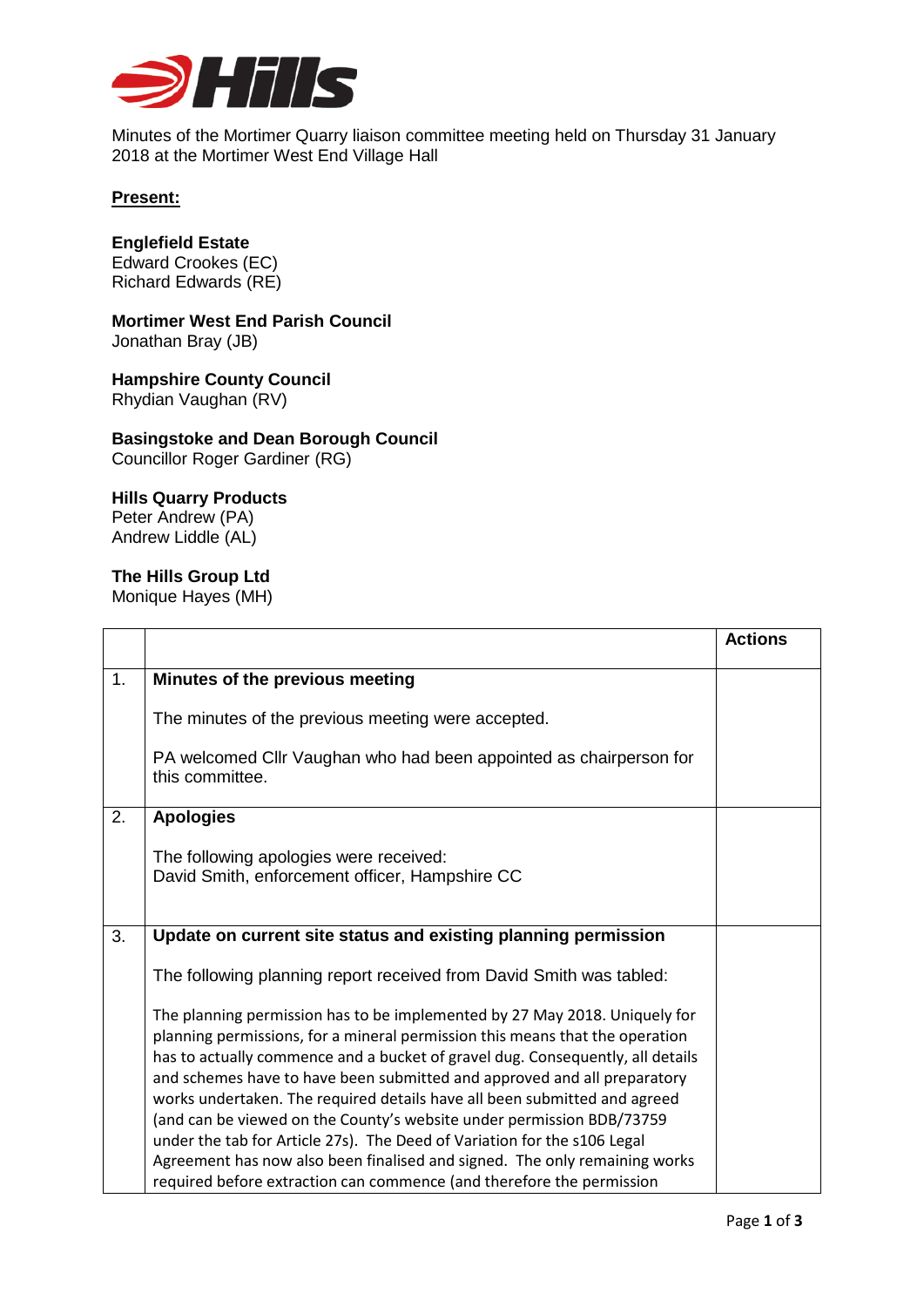Minutes of the Mortimer Quarry liaison committee meeting held on Thursday 31 January 2018 at the Mortimer West End Village Hall

**Present:**

**Englefield Estate**
Edward Crookes (EC)
Richard Edwards (RE)

**Mortimer West End Parish Council**
Jonathan Bray (JB)

**Hampshire County Council**
Rhydian Vaughan (RV)

**Basingstoke and Dean Borough Council**
Councillor Roger Gardiner (RG)

**Hills Quarry Products**
Peter Andrew (PA)
Andrew Liddle (AL)

**The Hills Group Ltd**
Monique Hayes (MH)

| | | **Actions** |
|---|---|---|
| 1. | **Minutes of the previous meeting**<br><br>The minutes of the previous meeting were accepted.<br><br>PA welcomed Cllr Vaughan who had been appointed as chairperson for this committee. | |
| 2. | **Apologies**<br><br>The following apologies were received:<br>David Smith, enforcement officer, Hampshire CC | |
| 3. | **Update on current site status and existing planning permission**<br><br>The following planning report received from David Smith was tabled:<br><br>The planning permission has to be implemented by 27 May 2018. Uniquely for planning permissions, for a mineral permission this means that the operation has to actually commence and a bucket of gravel dug. Consequently, all details and schemes have to have been submitted and approved and all preparatory works undertaken. The required details have all been submitted and agreed (and can be viewed on the County's website under permission BDB/73759 under the tab for Article 27s). The Deed of Variation for the s106 Legal Agreement has now also been finalised and signed. The only remaining works required before extraction can commence (and therefore the permission | |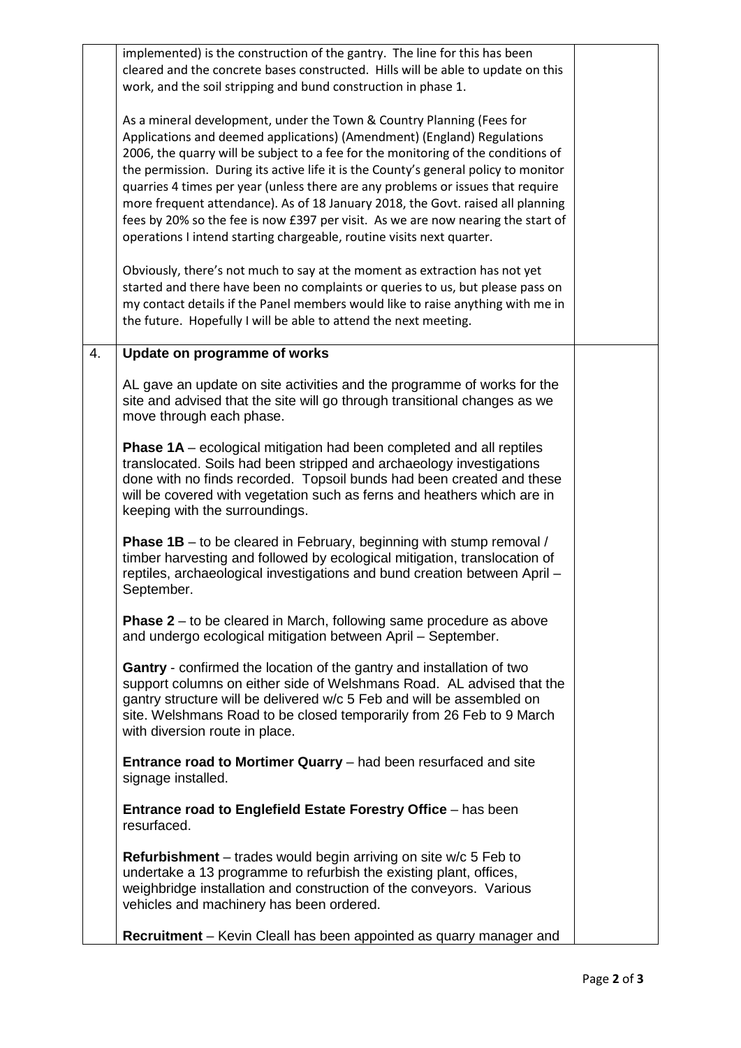|  |  |  |
|---|---|---|
|  | implemented) is the construction of the gantry. The line for this has been cleared and the concrete bases constructed. Hills will be able to update on this work, and the soil stripping and bund construction in phase 1.<br><br>As a mineral development, under the Town & Country Planning (Fees for Applications and deemed applications) (Amendment) (England) Regulations 2006, the quarry will be subject to a fee for the monitoring of the conditions of the permission. During its active life it is the County's general policy to monitor quarries 4 times per year (unless there are any problems or issues that require more frequent attendance). As of 18 January 2018, the Govt. raised all planning fees by 20% so the fee is now £397 per visit. As we are now nearing the start of operations I intend starting chargeable, routine visits next quarter.<br><br>Obviously, there's not much to say at the moment as extraction has not yet started and there have been no complaints or queries to us, but please pass on my contact details if the Panel members would like to raise anything with me in the future. Hopefully I will be able to attend the next meeting. |  |
| 4. | **Update on programme of works**<br><br>AL gave an update on site activities and the programme of works for the site and advised that the site will go through transitional changes as we move through each phase.<br><br>**Phase 1A** – ecological mitigation had been completed and all reptiles translocated. Soils had been stripped and archaeology investigations done with no finds recorded. Topsoil bunds had been created and these will be covered with vegetation such as ferns and heathers which are in keeping with the surroundings.<br><br>**Phase 1B** – to be cleared in February, beginning with stump removal / timber harvesting and followed by ecological mitigation, translocation of reptiles, archaeological investigations and bund creation between April – September.<br><br>**Phase 2** – to be cleared in March, following same procedure as above and undergo ecological mitigation between April – September.<br><br>**Gantry** - confirmed the location of the gantry and installation of two support columns on either side of Welshmans Road. AL advised that the gantry structure will be delivered w/c 5 Feb and will be assembled on site. Welshmans Road to be closed temporarily from 26 Feb to 9 March with diversion route in place.<br><br>**Entrance road to Mortimer Quarry** – had been resurfaced and site signage installed.<br><br>**Entrance road to Englefield Estate Forestry Office** – has been resurfaced.<br><br>**Refurbishment** – trades would begin arriving on site w/c 5 Feb to undertake a 13 programme to refurbish the existing plant, offices, weighbridge installation and construction of the conveyors. Various vehicles and machinery has been ordered.<br><br>**Recruitment** – Kevin Cleall has been appointed as quarry manager and |  |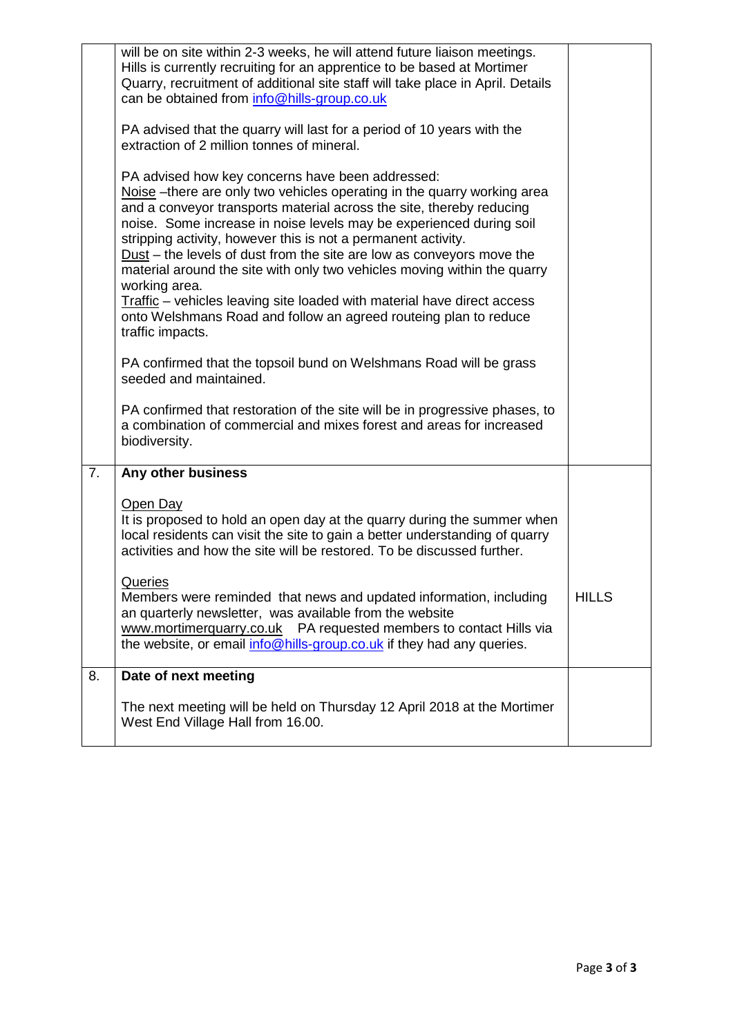| | | |
|---|---|---|
| | will be on site within 2-3 weeks, he will attend future liaison meetings. Hills is currently recruiting for an apprentice to be based at Mortimer Quarry, recruitment of additional site staff will take place in April. Details can be obtained from info@hills-group.co.uk<br><br>PA advised that the quarry will last for a period of 10 years with the extraction of 2 million tonnes of mineral.<br><br>PA advised how key concerns have been addressed:<br>Noise –there are only two vehicles operating in the quarry working area and a conveyor transports material across the site, thereby reducing noise. Some increase in noise levels may be experienced during soil stripping activity, however this is not a permanent activity.<br>Dust – the levels of dust from the site are low as conveyors move the material around the site with only two vehicles moving within the quarry working area.<br>Traffic – vehicles leaving site loaded with material have direct access onto Welshmans Road and follow an agreed routeing plan to reduce traffic impacts.<br><br>PA confirmed that the topsoil bund on Welshmans Road will be grass seeded and maintained.<br><br>PA confirmed that restoration of the site will be in progressive phases, to a combination of commercial and mixes forest and areas for increased biodiversity. | |
| 7. | **Any other business**<br><br>Open Day<br>It is proposed to hold an open day at the quarry during the summer when local residents can visit the site to gain a better understanding of quarry activities and how the site will be restored. To be discussed further.<br><br>Queries<br>Members were reminded that news and updated information, including an quarterly newsletter, was available from the website www.mortimerquarry.co.uk PA requested members to contact Hills via the website, or email info@hills-group.co.uk if they had any queries. | HILLS |
| 8. | **Date of next meeting**<br><br>The next meeting will be held on Thursday 12 April 2018 at the Mortimer West End Village Hall from 16.00. | |